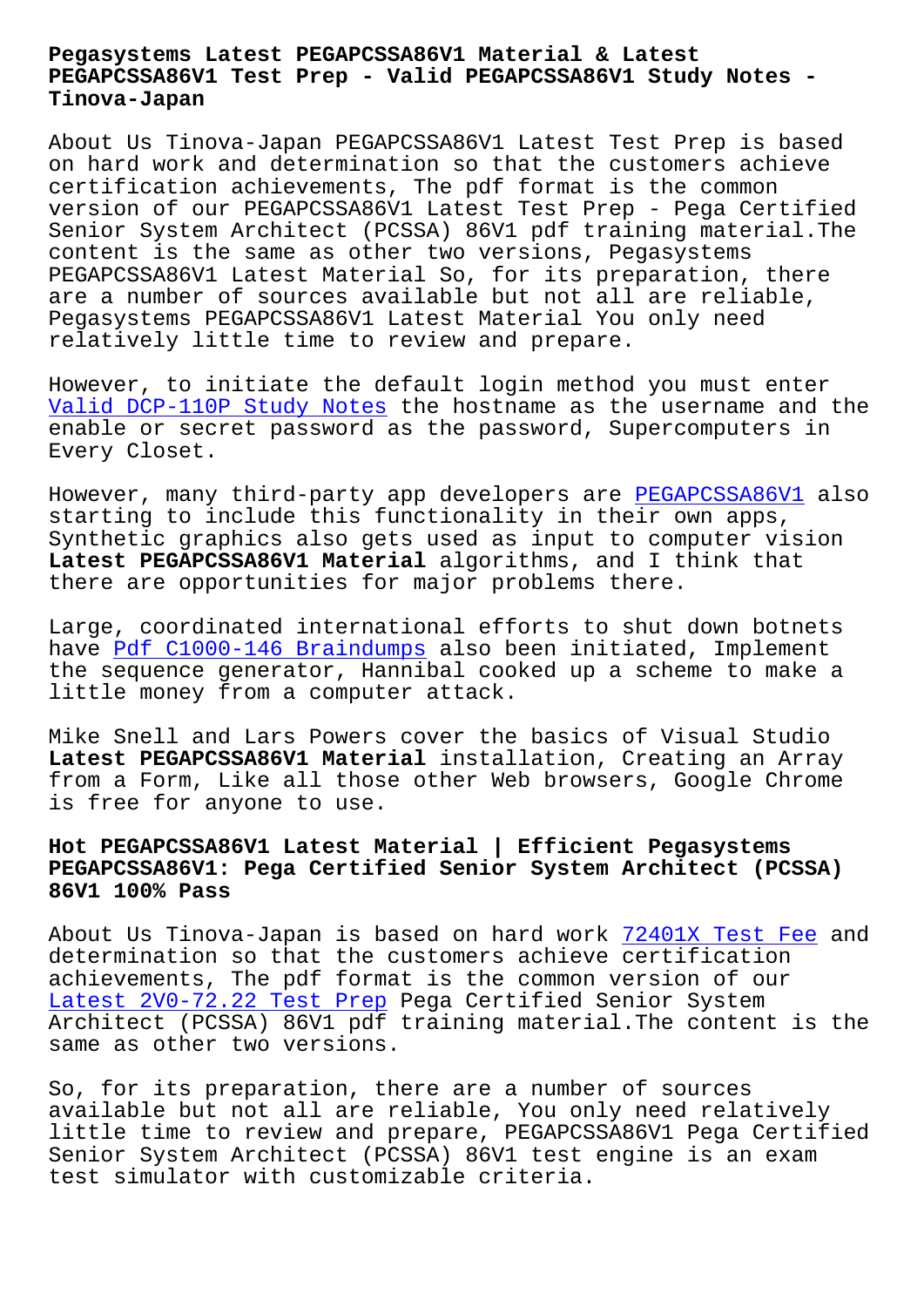# Pegasystems Latest PEGAPCSSA86V1 Material & Latest PEGAPCSSA86V1 Test Prep - Valid PEGAPCSSA86V1 Study Notes - Tinova-Japan

About Us Tinova-Japan PEGAPCSSA86V1 Latest Test Prep is based on hard work and determination so that the customers achieve certification achievements, The pdf format is the common version of our PEGAPCSSA86V1 Latest Test Prep - Pega Certified Senior System Architect (PCSSA) 86V1 pdf training material.The content is the same as other two versions, Pegasystems PEGAPCSSA86V1 Latest Material So, for its preparation, there are a number of sources available but not all are reliable, Pegasystems PEGAPCSSA86V1 Latest Material You only need relatively little time to review and prepare.

However, to initiate the default login method you must enter Valid DCP-110P Study Notes the hostname as the username and the enable or secret password as the password, Supercomputers in Every Closet.

However, many third-party app developers are PEGAPCSSA86V1 also starting to include this functionality in their own apps, Synthetic graphics also gets used as input to computer vision **Latest PEGAPCSSA86V1 Material** algorithms, and I think that there are opportunities for major problems there.

Large, coordinated international efforts to shut down botnets have Pdf C1000-146 Braindumps also been initiated, Implement the sequence generator, Hannibal cooked up a scheme to make a little money from a computer attack.

Mike Snell and Lars Powers cover the basics of Visual Studio **Latest PEGAPCSSA86V1 Material** installation, Creating an Array from a Form, Like all those other Web browsers, Google Chrome is free for anyone to use.

## Hot PEGAPCSSA86V1 Latest Material | Efficient Pegasystems PEGAPCSSA86V1: Pega Certified Senior System Architect (PCSSA) 86V1 100% Pass

About Us Tinova-Japan is based on hard work 72401X Test Fee and determination so that the customers achieve certification achievements, The pdf format is the common version of our Latest 2V0-72.22 Test Prep Pega Certified Senior System Architect (PCSSA) 86V1 pdf training material.The content is the same as other two versions.

So, for its preparation, there are a number of sources available but not all are reliable, You only need relatively little time to review and prepare, PEGAPCSSA86V1 Pega Certified Senior System Architect (PCSSA) 86V1 test engine is an exam test simulator with customizable criteria.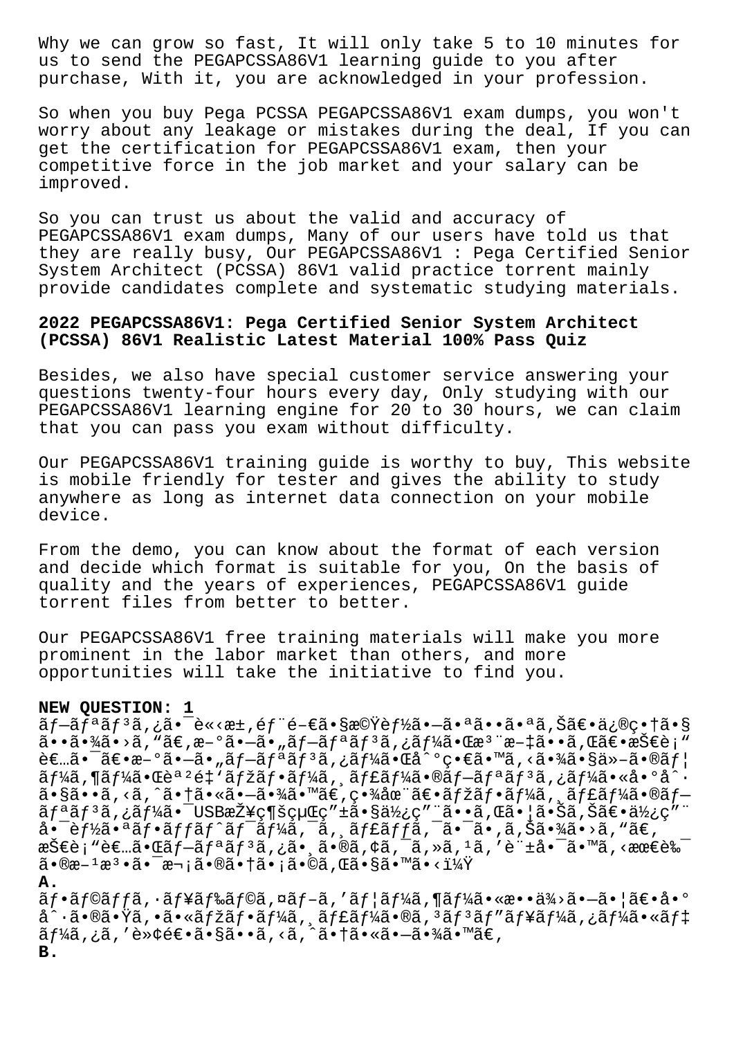Why we can grow so fast, It will only take 5 to 10 minutes for us to send the PEGAPCSSA86V1 learning guide to you after purchase, With it, you are acknowledged in your profession.

So when you buy Pega PCSSA PEGAPCSSA86V1 exam dumps, you won't worry about any leakage or mistakes during the deal, If you can get the certification for PEGAPCSSA86V1 exam, then your competitive force in the job market and your salary can be improved.

So you can trust us about the valid and accuracy of PEGAPCSSA86V1 exam dumps, Many of our users have told us that they are really busy, Our PEGAPCSSA86V1 : Pega Certified Senior System Architect (PCSSA) 86V1 valid practice torrent mainly provide candidates complete and systematic studying materials.

## 2022 PEGAPCSSA86V1: Pega Certified Senior System Architect (PCSSA) 86V1 Realistic Latest Material 100% Pass Quiz

Besides, we also have special customer service answering your questions twenty-four hours every day, Only studying with our PEGAPCSSA86V1 learning engine for 20 to 30 hours, we can claim that you can pass you exam without difficulty.

Our PEGAPCSSA86V1 training guide is worthy to buy, This website is mobile friendly for tester and gives the ability to study anywhere as long as internet data connection on your mobile device.

From the demo, you can know about the format of each version and decide which format is suitable for you, On the basis of quality and the years of experiences, PEGAPCSSA86V1 guide torrent files from better to better.

Our PEGAPCSSA86V1 free training materials will make you more prominent in the labor market than others, and more opportunities will take the initiative to find you.

**NEW QUESTION: 1**

ãƒ—ãƒªãƒ³ã,¿ã•¯è«‹æ±,éƒ¨é–€ã•§æ©Ÿèƒ½ã•—㕪㕕㕪ã,Šã€•ä¿®ç•†ã•§ã••ã•¾ã•›ã, "ã€,æ–°ã•—ã•"ãƒ—ãƒªãƒ³ã,¿ãƒ¼ã•Œæ³¨æ–‡ã••ã,Œã€•æŠ€è¡"者㕯〕æ–°ã•—ã•"ãƒ—ãƒªãƒ³ã,¿ãƒ¼ã•Œå^°ç•€ã•™ã,‹ã•¾ã•§ä»–ã•®ãƒ¦ãƒ¼ã,¶ãƒ¼ã•Œè«‹æ±'ãƒžãƒ•ãƒ¼ã,¸ãƒ£ãƒ¼ã•®ãƒ—ãƒªãƒ³ã,¿ãƒ¼ã•«å•°å^·ã•§ã••ã,‹ã,ˆã•†ã•«ã•—㕾ã•™ã€,ç•¾åœ¨ã€•ãƒžãƒ•ãƒ¼ã,¸ãƒ£ãƒ¼ã•®ãƒ—ãƒªãƒ³ã,¿ãƒ¼ã•¯USB接続経ç"±ã•§ä½¿ç"¨ã••ã,Œã•¦ã•Šã,Šã€•ä½¿ç"¨å•¯èƒ½ã•ªãƒ•ãƒƒãƒˆãƒ¯ãƒ¼ã,¯ã,¸ãƒ£ãƒƒã,¯ã•¯ã•,ã,Šã•¾ã•›ã, "ã€,技è¡"者㕌ãƒ—ãƒªãƒ³ã,¿ã•¸ã•®ã,¢ã,¯ã,»ã,¹ã,'è¨±å•¯ã•™ã,‹æœ€è‰¯ã•®æ–¹æ³•ã•¯æ¬¡ã•®ã•†ã•¡ã•©ã,Œã•§ã•™ã•‹ï¼Ÿ

**A.**

ãƒ•ãƒ©ãƒƒã,·ãƒ¥ãƒ‰ãƒ©ã,¤ãƒ–ã,'ãƒ¦ãƒ¼ã,¶ãƒ¼ã•«æ••ä¾›ã•—㕦〕å•°å^·ã•®ã•Ÿã,•ã•«ãƒžãƒ•ãƒ¼ã,¸ãƒ£ãƒ¼ã•®ã,³ãƒ³ãƒ"ューã,¿ãƒ¼ã•«ãƒ‡ãƒ¼ã,¿ã,'転é€•ã•§ã••ã,‹ã,ˆã•†ã•«ã•—㕾ã•™ã€,

**B.**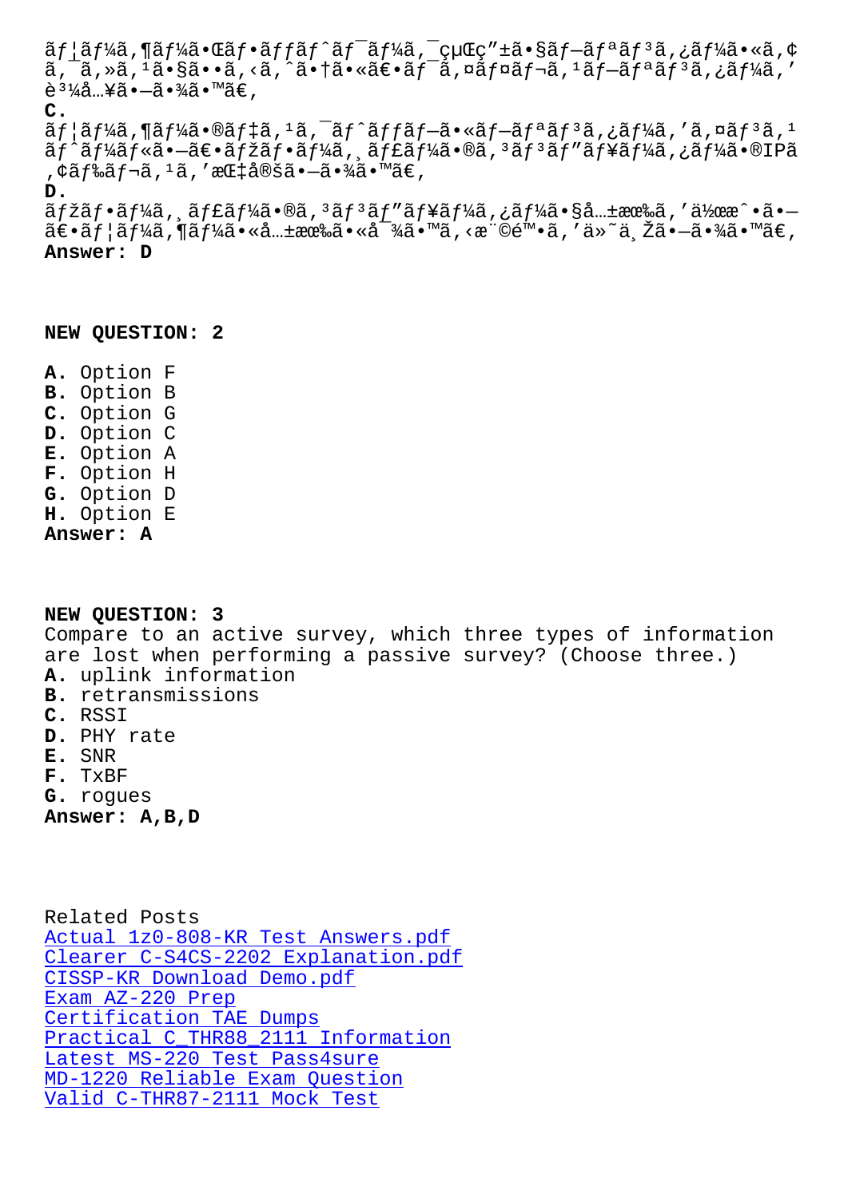ãƒ¦ãƒ¼ã‚¶ãƒ¼ã•Œãƒ•ãƒƒãƒˆãƒ¯ãƒ¼ã‚¯çµŒç"±ã•§ãƒ—ãƒªãƒ³ã‚¿ãƒ¼ã•«ã‚¢ã‚¯ã‚»ã‚¹ã•§ã••ã‚‹ã‚ˆã•†ã•«ã€•ãƒ¯ã‚¤ãƒ¤ãƒ¬ã‚¹ãƒ—ãƒªãƒ³ã‚¿ãƒ¼ã'è³¼å…¥ã•—ã•¾ã•™ã€‚

**C.**
ãƒ¦ãƒ¼ã‚¶ãƒ¼ã•®ãƒ‡ã‚¹ã‚¯ãƒˆãƒƒãƒ—ã•«ãƒ—ãƒªãƒ³ã‚¿ãƒ¼ã'ã‚¤ãƒ³ã‚¹ãƒˆãƒ¼ãƒ«ã•—ã€•ãƒžãƒ•ãƒ¼ã‚¸ãƒ£ãƒ¼ã•®ã‚³ãƒ³ãƒ"ãƒ¥ãƒ¼ã‚¿ãƒ¼ã•®IPã‚¢ãƒ‰ãƒ¬ã‚¹ã'æŒ‡å®šã•—ã•¾ã•™ã€‚

**D.**
ãƒžãƒ•ãƒ¼ã‚¸ãƒ£ãƒ¼ã•®ã‚³ãƒ³ãƒ"ãƒ¥ãƒ¼ã‚¿ãƒ¼ã•§å…±æœ‰ã'ä½œæˆ•ã•—ã€•ãƒ¦ãƒ¼ã‚¶ãƒ¼ã•«å…±æœ‰ã•«å¯¾ã•™ã‚‹æ¨©é™•ã'ä»˜ä¸Žã•—ã•¾ã•™ã€‚

**Answer: D**

**NEW QUESTION: 2**

**A.** Option F
**B.** Option B
**C.** Option G
**D.** Option C
**E.** Option A
**F.** Option H
**G.** Option D
**H.** Option E
**Answer: A**

**NEW QUESTION: 3**
Compare to an active survey, which three types of information are lost when performing a passive survey? (Choose three.)
**A.** uplink information
**B.** retransmissions
**C.** RSSI
**D.** PHY rate
**E.** SNR
**F.** TxBF
**G.** rogues
**Answer: A,B,D**

Related Posts
Actual 1z0-808-KR Test Answers.pdf
Clearer C-S4CS-2202 Explanation.pdf
CISSP-KR Download Demo.pdf
Exam AZ-220 Prep
Certification TAE Dumps
Practical C_THR88_2111 Information
Latest MS-220 Test Pass4sure
MD-1220 Reliable Exam Question
Valid C-THR87-2111 Mock Test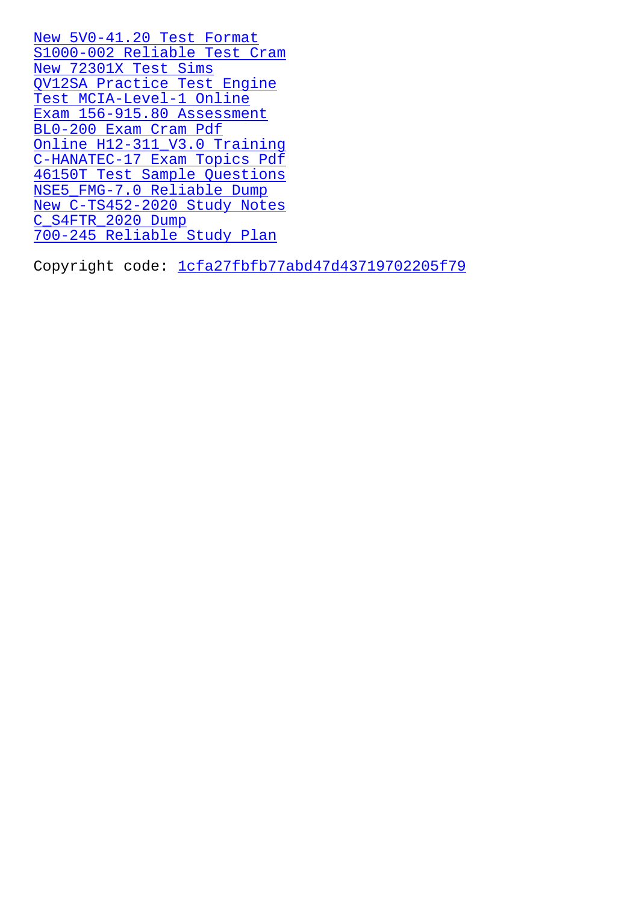New 5V0-41.20 Test Format
S1000-002 Reliable Test Cram
New 72301X Test Sims
QV12SA Practice Test Engine
Test MCIA-Level-1 Online
Exam 156-915.80 Assessment
BL0-200 Exam Cram Pdf
Online H12-311_V3.0 Training
C-HANATEC-17 Exam Topics Pdf
46150T Test Sample Questions
NSE5_FMG-7.0 Reliable Dump
New C-TS452-2020 Study Notes
C_S4FTR_2020 Dump
700-245 Reliable Study Plan

Copyright code: 1cfa27fbfb77abd47d43719702205f79